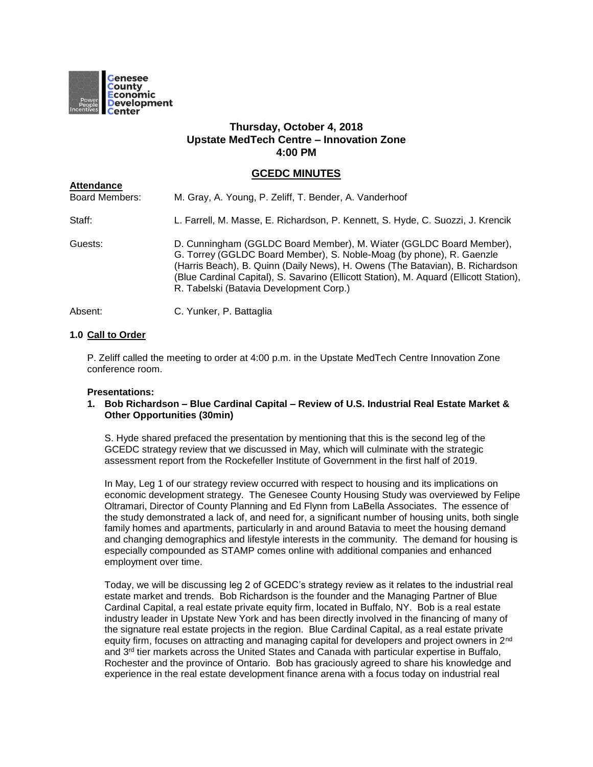**Genesee County Economic Development Center**

**Thursday, October 4, 2018**
**Upstate MedTech Centre – Innovation Zone**
**4:00 PM**

## GCEDC MINUTES

**Attendance**

Board Members: M. Gray, A. Young, P. Zeliff, T. Bender, A. Vanderhoof

Staff: L. Farrell, M. Masse, E. Richardson, P. Kennett, S. Hyde, C. Suozzi, J. Krencik

Guests: D. Cunningham (GGLDC Board Member), M. Wiater (GGLDC Board Member), G. Torrey (GGLDC Board Member), S. Noble-Moag (by phone), R. Gaenzle (Harris Beach), B. Quinn (Daily News), H. Owens (The Batavian), B. Richardson (Blue Cardinal Capital), S. Savarino (Ellicott Station), M. Aquard (Ellicott Station), R. Tabelski (Batavia Development Corp.)

Absent: C. Yunker, P. Battaglia

### 1.0 Call to Order

P. Zeliff called the meeting to order at 4:00 p.m. in the Upstate MedTech Centre Innovation Zone conference room.

**Presentations:**

1. **Bob Richardson – Blue Cardinal Capital – Review of U.S. Industrial Real Estate Market & Other Opportunities (30min)**

S. Hyde shared prefaced the presentation by mentioning that this is the second leg of the GCEDC strategy review that we discussed in May, which will culminate with the strategic assessment report from the Rockefeller Institute of Government in the first half of 2019.

In May, Leg 1 of our strategy review occurred with respect to housing and its implications on economic development strategy. The Genesee County Housing Study was overviewed by Felipe Oltramari, Director of County Planning and Ed Flynn from LaBella Associates. The essence of the study demonstrated a lack of, and need for, a significant number of housing units, both single family homes and apartments, particularly in and around Batavia to meet the housing demand and changing demographics and lifestyle interests in the community. The demand for housing is especially compounded as STAMP comes online with additional companies and enhanced employment over time.

Today, we will be discussing leg 2 of GCEDC's strategy review as it relates to the industrial real estate market and trends. Bob Richardson is the founder and the Managing Partner of Blue Cardinal Capital, a real estate private equity firm, located in Buffalo, NY. Bob is a real estate industry leader in Upstate New York and has been directly involved in the financing of many of the signature real estate projects in the region. Blue Cardinal Capital, as a real estate private equity firm, focuses on attracting and managing capital for developers and project owners in 2nd and 3rd tier markets across the United States and Canada with particular expertise in Buffalo, Rochester and the province of Ontario. Bob has graciously agreed to share his knowledge and experience in the real estate development finance arena with a focus today on industrial real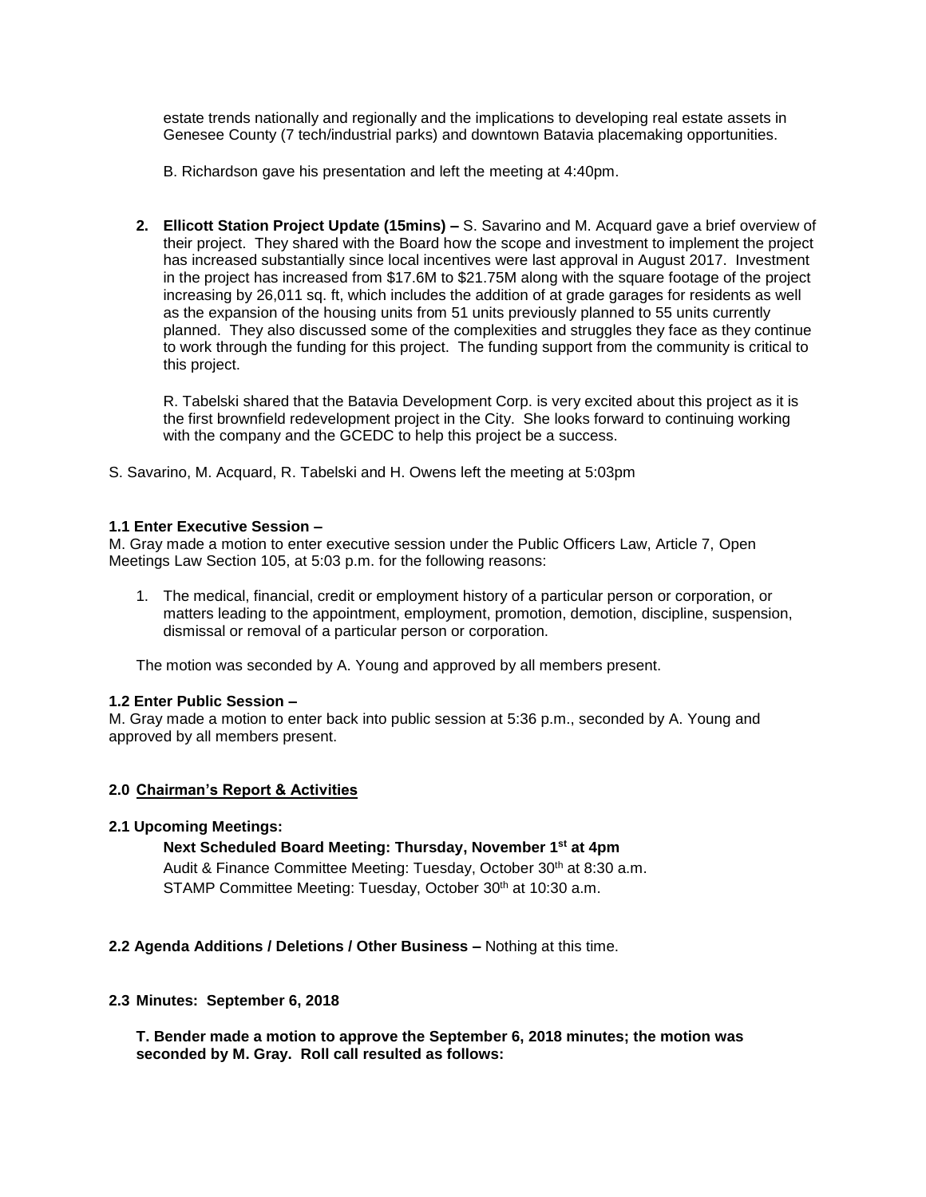estate trends nationally and regionally and the implications to developing real estate assets in Genesee County (7 tech/industrial parks) and downtown Batavia placemaking opportunities.

B. Richardson gave his presentation and left the meeting at 4:40pm.

2. **Ellicott Station Project Update (15mins) –** S. Savarino and M. Acquard gave a brief overview of their project. They shared with the Board how the scope and investment to implement the project has increased substantially since local incentives were last approval in August 2017. Investment in the project has increased from $17.6M to $21.75M along with the square footage of the project increasing by 26,011 sq. ft, which includes the addition of at grade garages for residents as well as the expansion of the housing units from 51 units previously planned to 55 units currently planned. They also discussed some of the complexities and struggles they face as they continue to work through the funding for this project. The funding support from the community is critical to this project.

   R. Tabelski shared that the Batavia Development Corp. is very excited about this project as it is the first brownfield redevelopment project in the City. She looks forward to continuing working with the company and the GCEDC to help this project be a success.

S. Savarino, M. Acquard, R. Tabelski and H. Owens left the meeting at 5:03pm

**1.1 Enter Executive Session –**
M. Gray made a motion to enter executive session under the Public Officers Law, Article 7, Open Meetings Law Section 105, at 5:03 p.m. for the following reasons:

1. The medical, financial, credit or employment history of a particular person or corporation, or matters leading to the appointment, employment, promotion, demotion, discipline, suspension, dismissal or removal of a particular person or corporation.

The motion was seconded by A. Young and approved by all members present.

**1.2 Enter Public Session –**
M. Gray made a motion to enter back into public session at 5:36 p.m., seconded by A. Young and approved by all members present.

**2.0 Chairman's Report & Activities**

**2.1 Upcoming Meetings:**

**Next Scheduled Board Meeting: Thursday, November 1st at 4pm**
Audit & Finance Committee Meeting: Tuesday, October 30th at 8:30 a.m.
STAMP Committee Meeting: Tuesday, October 30th at 10:30 a.m.

**2.2 Agenda Additions / Deletions / Other Business –** Nothing at this time.

**2.3 Minutes: September 6, 2018**

**T. Bender made a motion to approve the September 6, 2018 minutes; the motion was seconded by M. Gray. Roll call resulted as follows:**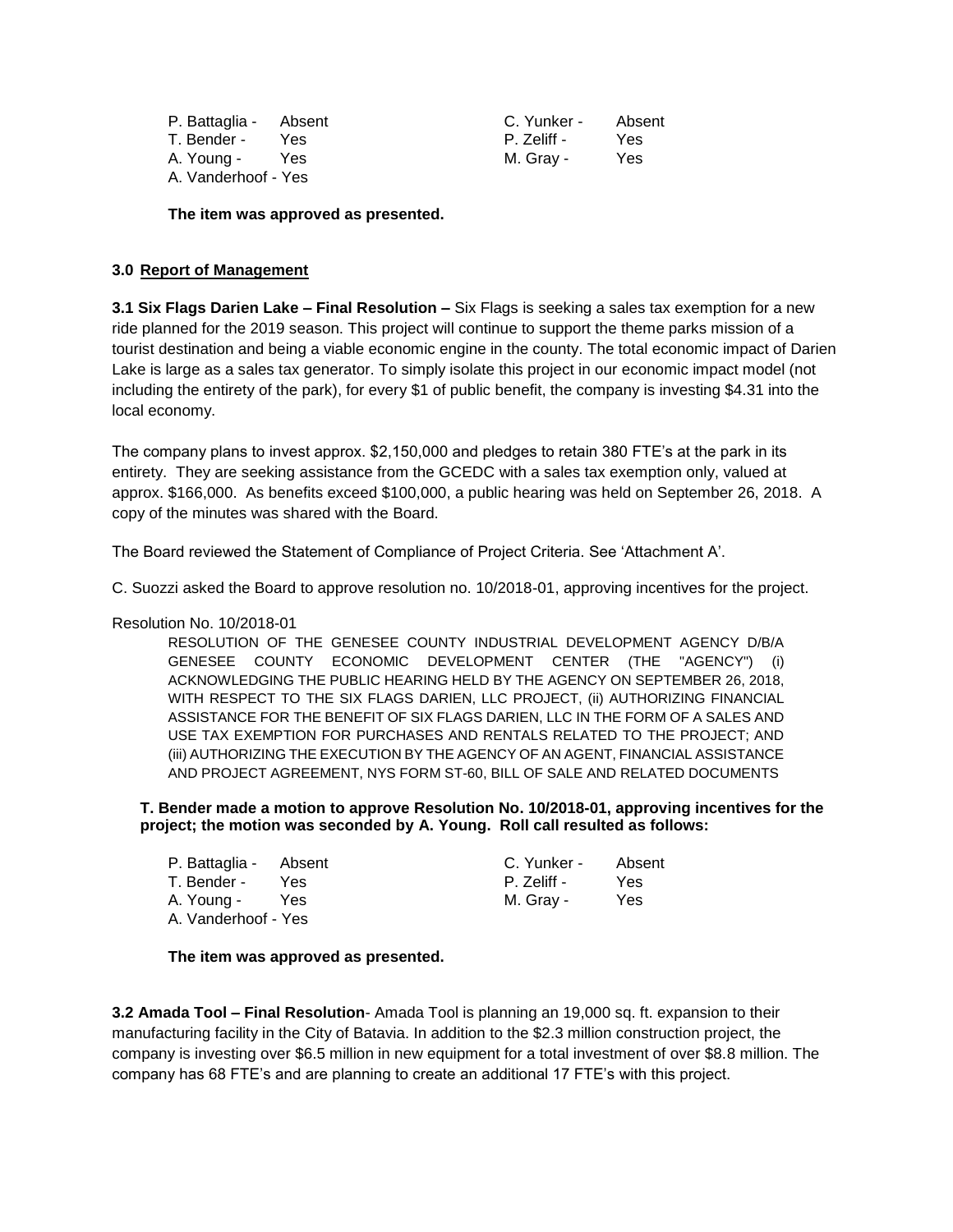| | | | |
|---|---|---|---|
| P. Battaglia - | Absent | C. Yunker - | Absent |
| T. Bender - | Yes | P. Zeliff - | Yes |
| A. Young - | Yes | M. Gray - | Yes |
| A. Vanderhoof - Yes | | | |

**The item was approved as presented.**

**3.0 Report of Management**

**3.1 Six Flags Darien Lake – Final Resolution –** Six Flags is seeking a sales tax exemption for a new ride planned for the 2019 season. This project will continue to support the theme parks mission of a tourist destination and being a viable economic engine in the county. The total economic impact of Darien Lake is large as a sales tax generator. To simply isolate this project in our economic impact model (not including the entirety of the park), for every $1 of public benefit, the company is investing $4.31 into the local economy.

The company plans to invest approx. $2,150,000 and pledges to retain 380 FTE's at the park in its entirety. They are seeking assistance from the GCEDC with a sales tax exemption only, valued at approx. $166,000. As benefits exceed $100,000, a public hearing was held on September 26, 2018. A copy of the minutes was shared with the Board.

The Board reviewed the Statement of Compliance of Project Criteria. See 'Attachment A'.

C. Suozzi asked the Board to approve resolution no. 10/2018-01, approving incentives for the project.

Resolution No. 10/2018-01

RESOLUTION OF THE GENESEE COUNTY INDUSTRIAL DEVELOPMENT AGENCY D/B/A GENESEE COUNTY ECONOMIC DEVELOPMENT CENTER (THE "AGENCY") (i) ACKNOWLEDGING THE PUBLIC HEARING HELD BY THE AGENCY ON SEPTEMBER 26, 2018, WITH RESPECT TO THE SIX FLAGS DARIEN, LLC PROJECT, (ii) AUTHORIZING FINANCIAL ASSISTANCE FOR THE BENEFIT OF SIX FLAGS DARIEN, LLC IN THE FORM OF A SALES AND USE TAX EXEMPTION FOR PURCHASES AND RENTALS RELATED TO THE PROJECT; AND (iii) AUTHORIZING THE EXECUTION BY THE AGENCY OF AN AGENT, FINANCIAL ASSISTANCE AND PROJECT AGREEMENT, NYS FORM ST-60, BILL OF SALE AND RELATED DOCUMENTS

**T. Bender made a motion to approve Resolution No. 10/2018-01, approving incentives for the project; the motion was seconded by A. Young. Roll call resulted as follows:**

| | | | |
|---|---|---|---|
| P. Battaglia - | Absent | C. Yunker - | Absent |
| T. Bender - | Yes | P. Zeliff - | Yes |
| A. Young - | Yes | M. Gray - | Yes |
| A. Vanderhoof - Yes | | | |

**The item was approved as presented.**

**3.2 Amada Tool – Final Resolution**- Amada Tool is planning an 19,000 sq. ft. expansion to their manufacturing facility in the City of Batavia. In addition to the $2.3 million construction project, the company is investing over $6.5 million in new equipment for a total investment of over $8.8 million. The company has 68 FTE's and are planning to create an additional 17 FTE's with this project.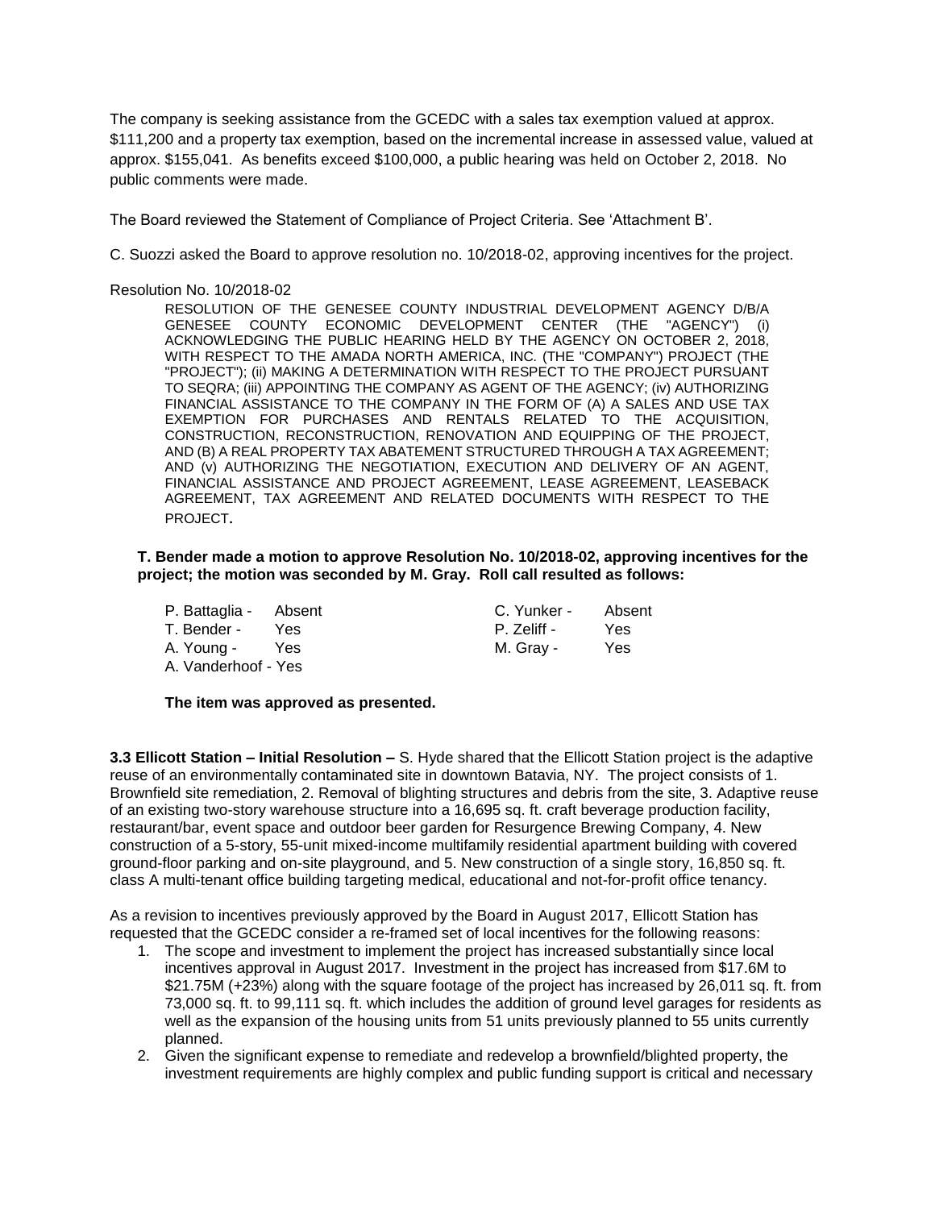The company is seeking assistance from the GCEDC with a sales tax exemption valued at approx. $111,200 and a property tax exemption, based on the incremental increase in assessed value, valued at approx. $155,041. As benefits exceed $100,000, a public hearing was held on October 2, 2018. No public comments were made.

The Board reviewed the Statement of Compliance of Project Criteria. See 'Attachment B'.

C. Suozzi asked the Board to approve resolution no. 10/2018-02, approving incentives for the project.

Resolution No. 10/2018-02

> RESOLUTION OF THE GENESEE COUNTY INDUSTRIAL DEVELOPMENT AGENCY D/B/A GENESEE COUNTY ECONOMIC DEVELOPMENT CENTER (THE "AGENCY") (i) ACKNOWLEDGING THE PUBLIC HEARING HELD BY THE AGENCY ON OCTOBER 2, 2018, WITH RESPECT TO THE AMADA NORTH AMERICA, INC. (THE "COMPANY") PROJECT (THE "PROJECT"); (ii) MAKING A DETERMINATION WITH RESPECT TO THE PROJECT PURSUANT TO SEQRA; (iii) APPOINTING THE COMPANY AS AGENT OF THE AGENCY; (iv) AUTHORIZING FINANCIAL ASSISTANCE TO THE COMPANY IN THE FORM OF (A) A SALES AND USE TAX EXEMPTION FOR PURCHASES AND RENTALS RELATED TO THE ACQUISITION, CONSTRUCTION, RECONSTRUCTION, RENOVATION AND EQUIPPING OF THE PROJECT, AND (B) A REAL PROPERTY TAX ABATEMENT STRUCTURED THROUGH A TAX AGREEMENT; AND (v) AUTHORIZING THE NEGOTIATION, EXECUTION AND DELIVERY OF AN AGENT, FINANCIAL ASSISTANCE AND PROJECT AGREEMENT, LEASE AGREEMENT, LEASEBACK AGREEMENT, TAX AGREEMENT AND RELATED DOCUMENTS WITH RESPECT TO THE PROJECT.

**T. Bender made a motion to approve Resolution No. 10/2018-02, approving incentives for the project; the motion was seconded by M. Gray. Roll call resulted as follows:**

| | | | |
|---|---|---|---|
| P. Battaglia - | Absent | C. Yunker - | Absent |
| T. Bender - | Yes | P. Zeliff - | Yes |
| A. Young - | Yes | M. Gray - | Yes |
| A. Vanderhoof - | Yes | | |

**The item was approved as presented.**

**3.3 Ellicott Station – Initial Resolution –** S. Hyde shared that the Ellicott Station project is the adaptive reuse of an environmentally contaminated site in downtown Batavia, NY. The project consists of 1. Brownfield site remediation, 2. Removal of blighting structures and debris from the site, 3. Adaptive reuse of an existing two-story warehouse structure into a 16,695 sq. ft. craft beverage production facility, restaurant/bar, event space and outdoor beer garden for Resurgence Brewing Company, 4. New construction of a 5-story, 55-unit mixed-income multifamily residential apartment building with covered ground-floor parking and on-site playground, and 5. New construction of a single story, 16,850 sq. ft. class A multi-tenant office building targeting medical, educational and not-for-profit office tenancy.

As a revision to incentives previously approved by the Board in August 2017, Ellicott Station has requested that the GCEDC consider a re-framed set of local incentives for the following reasons:

1. The scope and investment to implement the project has increased substantially since local incentives approval in August 2017. Investment in the project has increased from $17.6M to $21.75M (+23%) along with the square footage of the project has increased by 26,011 sq. ft. from 73,000 sq. ft. to 99,111 sq. ft. which includes the addition of ground level garages for residents as well as the expansion of the housing units from 51 units previously planned to 55 units currently planned.
2. Given the significant expense to remediate and redevelop a brownfield/blighted property, the investment requirements are highly complex and public funding support is critical and necessary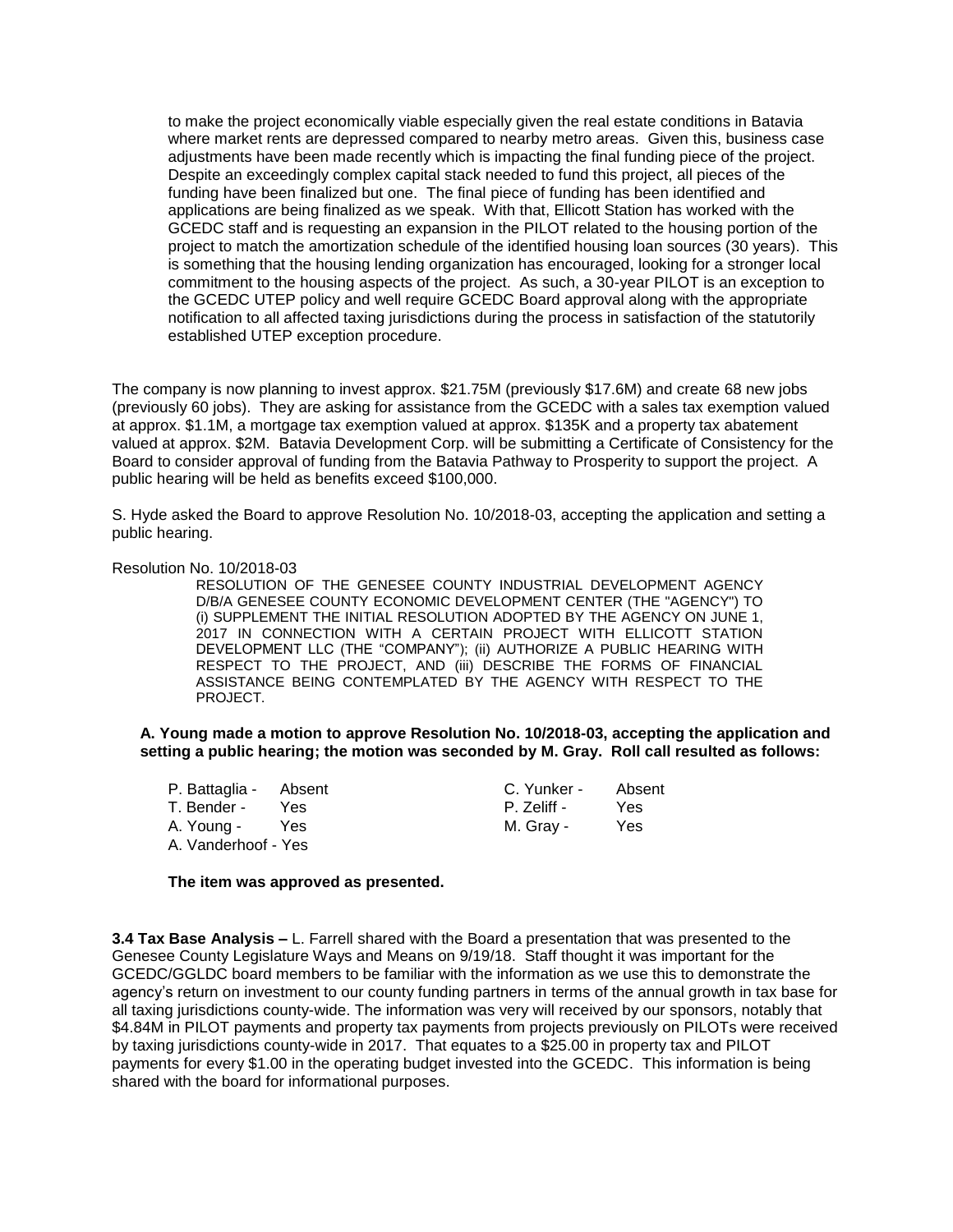to make the project economically viable especially given the real estate conditions in Batavia where market rents are depressed compared to nearby metro areas. Given this, business case adjustments have been made recently which is impacting the final funding piece of the project. Despite an exceedingly complex capital stack needed to fund this project, all pieces of the funding have been finalized but one. The final piece of funding has been identified and applications are being finalized as we speak. With that, Ellicott Station has worked with the GCEDC staff and is requesting an expansion in the PILOT related to the housing portion of the project to match the amortization schedule of the identified housing loan sources (30 years). This is something that the housing lending organization has encouraged, looking for a stronger local commitment to the housing aspects of the project. As such, a 30-year PILOT is an exception to the GCEDC UTEP policy and well require GCEDC Board approval along with the appropriate notification to all affected taxing jurisdictions during the process in satisfaction of the statutorily established UTEP exception procedure.

The company is now planning to invest approx. $21.75M (previously $17.6M) and create 68 new jobs (previously 60 jobs). They are asking for assistance from the GCEDC with a sales tax exemption valued at approx. $1.1M, a mortgage tax exemption valued at approx. $135K and a property tax abatement valued at approx. $2M. Batavia Development Corp. will be submitting a Certificate of Consistency for the Board to consider approval of funding from the Batavia Pathway to Prosperity to support the project. A public hearing will be held as benefits exceed $100,000.

S. Hyde asked the Board to approve Resolution No. 10/2018-03, accepting the application and setting a public hearing.

Resolution No. 10/2018-03

RESOLUTION OF THE GENESEE COUNTY INDUSTRIAL DEVELOPMENT AGENCY D/B/A GENESEE COUNTY ECONOMIC DEVELOPMENT CENTER (THE "AGENCY") TO (i) SUPPLEMENT THE INITIAL RESOLUTION ADOPTED BY THE AGENCY ON JUNE 1, 2017 IN CONNECTION WITH A CERTAIN PROJECT WITH ELLICOTT STATION DEVELOPMENT LLC (THE "COMPANY"); (ii) AUTHORIZE A PUBLIC HEARING WITH RESPECT TO THE PROJECT, AND (iii) DESCRIBE THE FORMS OF FINANCIAL ASSISTANCE BEING CONTEMPLATED BY THE AGENCY WITH RESPECT TO THE PROJECT.

**A. Young made a motion to approve Resolution No. 10/2018-03, accepting the application and setting a public hearing; the motion was seconded by M. Gray. Roll call resulted as follows:**

P. Battaglia - Absent
T. Bender - Yes
A. Young - Yes
A. Vanderhoof - Yes
C. Yunker - Absent
P. Zeliff - Yes
M. Gray - Yes

**The item was approved as presented.**

**3.4 Tax Base Analysis –** L. Farrell shared with the Board a presentation that was presented to the Genesee County Legislature Ways and Means on 9/19/18. Staff thought it was important for the GCEDC/GGLDC board members to be familiar with the information as we use this to demonstrate the agency's return on investment to our county funding partners in terms of the annual growth in tax base for all taxing jurisdictions county-wide. The information was very will received by our sponsors, notably that $4.84M in PILOT payments and property tax payments from projects previously on PILOTs were received by taxing jurisdictions county-wide in 2017. That equates to a $25.00 in property tax and PILOT payments for every $1.00 in the operating budget invested into the GCEDC. This information is being shared with the board for informational purposes.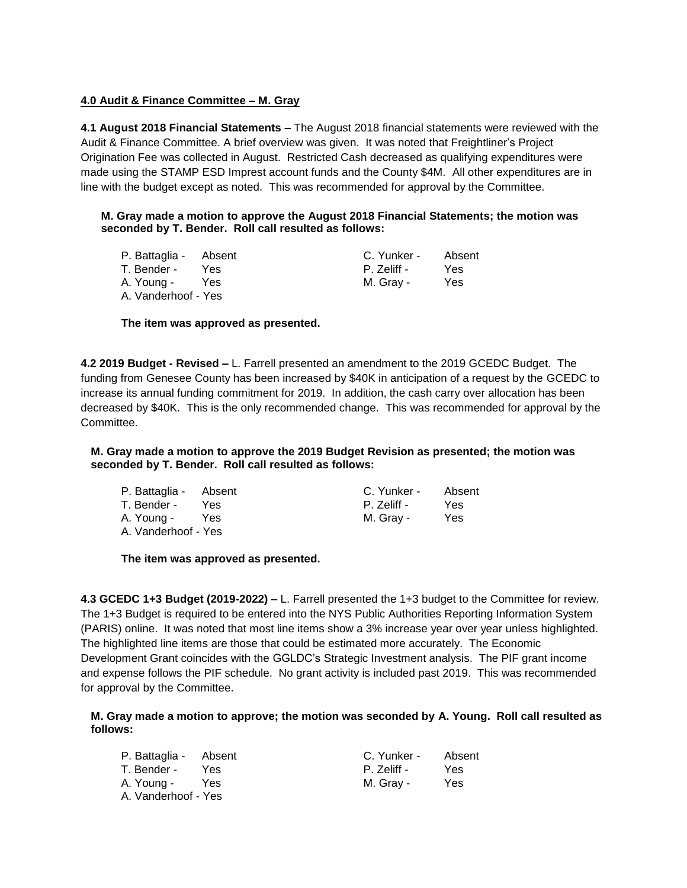**4.0 Audit & Finance Committee – M. Gray**

**4.1 August 2018 Financial Statements –** The August 2018 financial statements were reviewed with the Audit & Finance Committee. A brief overview was given. It was noted that Freightliner's Project Origination Fee was collected in August. Restricted Cash decreased as qualifying expenditures were made using the STAMP ESD Imprest account funds and the County $4M. All other expenditures are in line with the budget except as noted. This was recommended for approval by the Committee.

**M. Gray made a motion to approve the August 2018 Financial Statements; the motion was seconded by T. Bender. Roll call resulted as follows:**

P. Battaglia - Absent
T. Bender - Yes
A. Young - Yes
A. Vanderhoof - Yes
C. Yunker - Absent
P. Zeliff - Yes
M. Gray - Yes

**The item was approved as presented.**

**4.2 2019 Budget - Revised –** L. Farrell presented an amendment to the 2019 GCEDC Budget. The funding from Genesee County has been increased by $40K in anticipation of a request by the GCEDC to increase its annual funding commitment for 2019. In addition, the cash carry over allocation has been decreased by $40K. This is the only recommended change. This was recommended for approval by the Committee.

**M. Gray made a motion to approve the 2019 Budget Revision as presented; the motion was seconded by T. Bender. Roll call resulted as follows:**

P. Battaglia - Absent
T. Bender - Yes
A. Young - Yes
A. Vanderhoof - Yes
C. Yunker - Absent
P. Zeliff - Yes
M. Gray - Yes

**The item was approved as presented.**

**4.3 GCEDC 1+3 Budget (2019-2022) –** L. Farrell presented the 1+3 budget to the Committee for review. The 1+3 Budget is required to be entered into the NYS Public Authorities Reporting Information System (PARIS) online. It was noted that most line items show a 3% increase year over year unless highlighted. The highlighted line items are those that could be estimated more accurately. The Economic Development Grant coincides with the GGLDC's Strategic Investment analysis. The PIF grant income and expense follows the PIF schedule. No grant activity is included past 2019. This was recommended for approval by the Committee.

**M. Gray made a motion to approve; the motion was seconded by A. Young. Roll call resulted as follows:**

P. Battaglia - Absent
T. Bender - Yes
A. Young - Yes
A. Vanderhoof - Yes
C. Yunker - Absent
P. Zeliff - Yes
M. Gray - Yes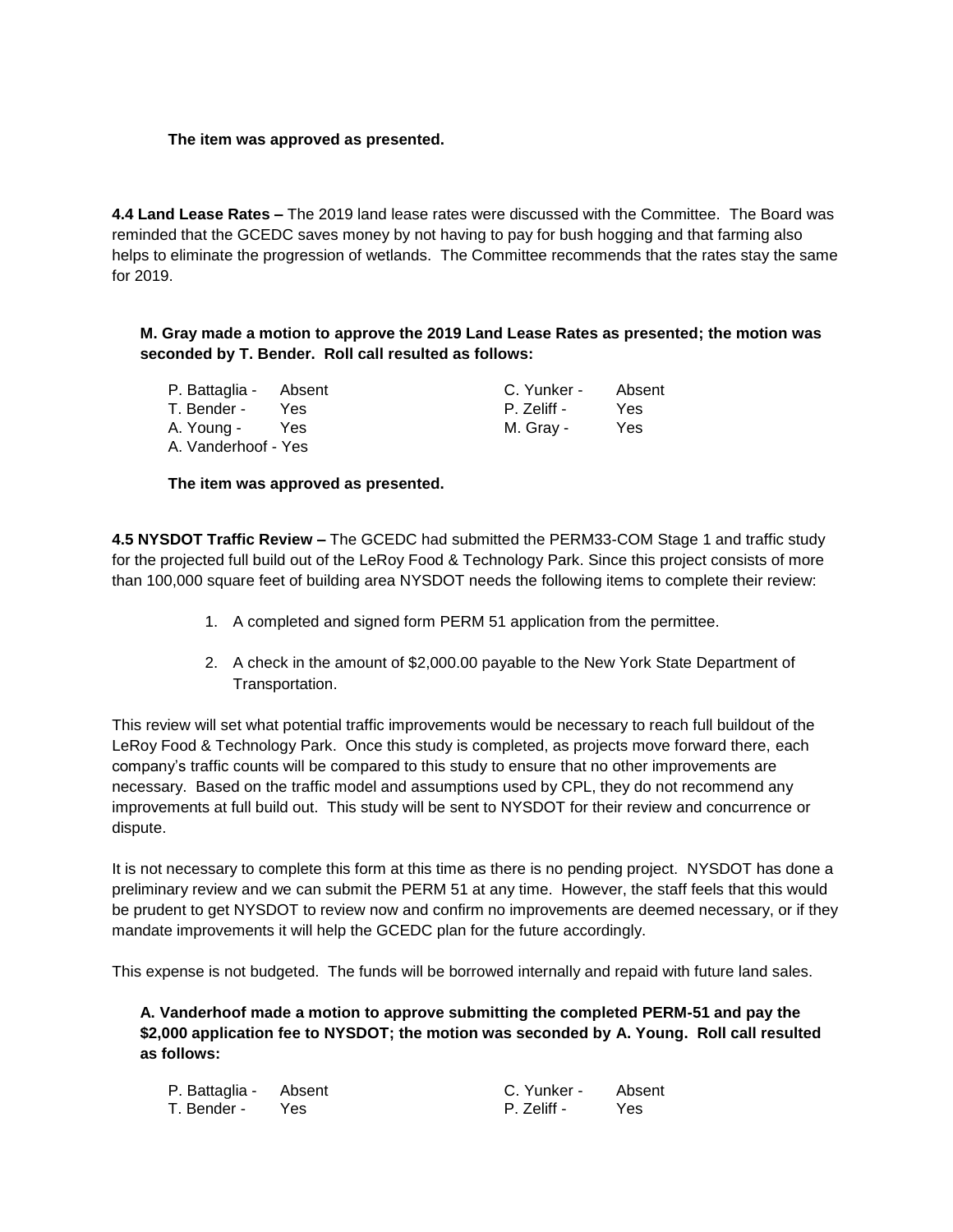**The item was approved as presented.**

**4.4 Land Lease Rates –** The 2019 land lease rates were discussed with the Committee. The Board was reminded that the GCEDC saves money by not having to pay for bush hogging and that farming also helps to eliminate the progression of wetlands. The Committee recommends that the rates stay the same for 2019.

**M. Gray made a motion to approve the 2019 Land Lease Rates as presented; the motion was seconded by T. Bender. Roll call resulted as follows:**

| | | | |
|---|---|---|---|
| P. Battaglia - | Absent | C. Yunker - | Absent |
| T. Bender - | Yes | P. Zeliff - | Yes |
| A. Young - | Yes | M. Gray - | Yes |
| A. Vanderhoof - | Yes | | |

**The item was approved as presented.**

**4.5 NYSDOT Traffic Review –** The GCEDC had submitted the PERM33-COM Stage 1 and traffic study for the projected full build out of the LeRoy Food & Technology Park. Since this project consists of more than 100,000 square feet of building area NYSDOT needs the following items to complete their review:

1. A completed and signed form PERM 51 application from the permittee.
2. A check in the amount of $2,000.00 payable to the New York State Department of Transportation.

This review will set what potential traffic improvements would be necessary to reach full buildout of the LeRoy Food & Technology Park. Once this study is completed, as projects move forward there, each company's traffic counts will be compared to this study to ensure that no other improvements are necessary. Based on the traffic model and assumptions used by CPL, they do not recommend any improvements at full build out. This study will be sent to NYSDOT for their review and concurrence or dispute.

It is not necessary to complete this form at this time as there is no pending project. NYSDOT has done a preliminary review and we can submit the PERM 51 at any time. However, the staff feels that this would be prudent to get NYSDOT to review now and confirm no improvements are deemed necessary, or if they mandate improvements it will help the GCEDC plan for the future accordingly.

This expense is not budgeted. The funds will be borrowed internally and repaid with future land sales.

**A. Vanderhoof made a motion to approve submitting the completed PERM-51 and pay the $2,000 application fee to NYSDOT; the motion was seconded by A. Young. Roll call resulted as follows:**

| | | | |
|---|---|---|---|
| P. Battaglia - | Absent | C. Yunker - | Absent |
| T. Bender - | Yes | P. Zeliff - | Yes |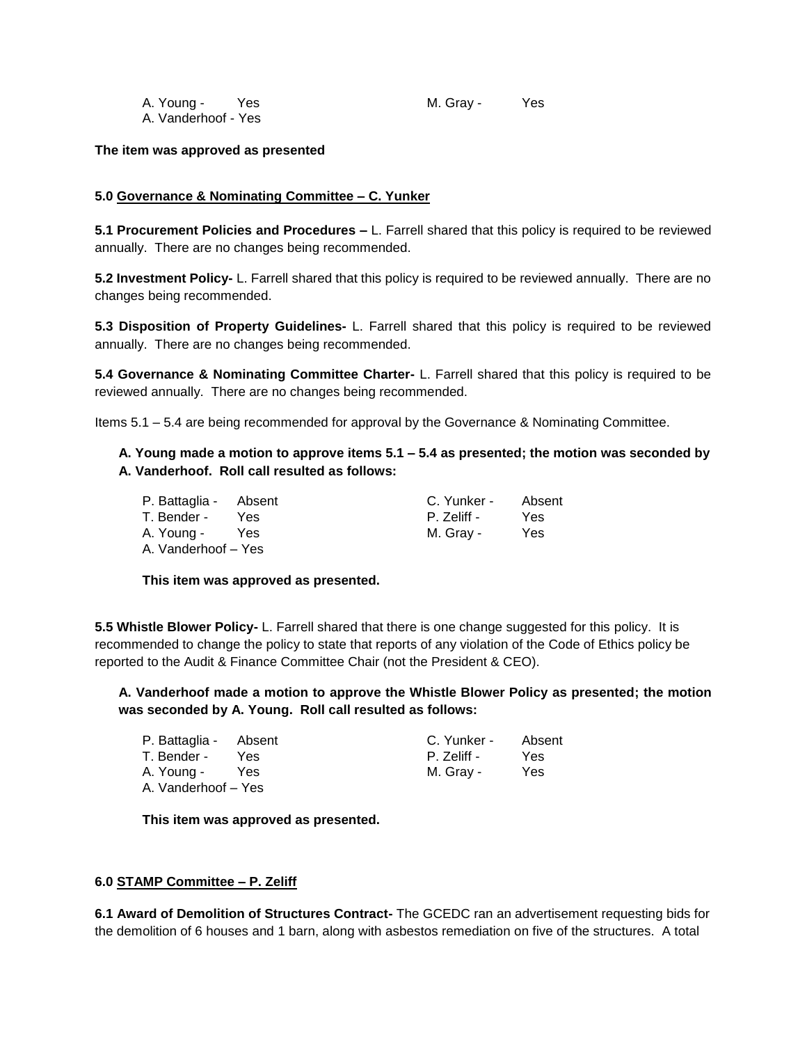A. Young - Yes M. Gray - Yes
A. Vanderhoof - Yes

**The item was approved as presented**

**5.0 <u>Governance & Nominating Committee – C. Yunker</u>**

**5.1 Procurement Policies and Procedures –** L. Farrell shared that this policy is required to be reviewed annually. There are no changes being recommended.

**5.2 Investment Policy-** L. Farrell shared that this policy is required to be reviewed annually. There are no changes being recommended.

**5.3 Disposition of Property Guidelines-** L. Farrell shared that this policy is required to be reviewed annually. There are no changes being recommended.

**5.4 Governance & Nominating Committee Charter-** L. Farrell shared that this policy is required to be reviewed annually. There are no changes being recommended.

Items 5.1 – 5.4 are being recommended for approval by the Governance & Nominating Committee.

**A. Young made a motion to approve items 5.1 – 5.4 as presented; the motion was seconded by A. Vanderhoof. Roll call resulted as follows:**

P. Battaglia - Absent C. Yunker - Absent
T. Bender - Yes P. Zeliff - Yes
A. Young - Yes M. Gray - Yes
A. Vanderhoof – Yes

**This item was approved as presented.**

**5.5 Whistle Blower Policy-** L. Farrell shared that there is one change suggested for this policy. It is recommended to change the policy to state that reports of any violation of the Code of Ethics policy be reported to the Audit & Finance Committee Chair (not the President & CEO).

**A. Vanderhoof made a motion to approve the Whistle Blower Policy as presented; the motion was seconded by A. Young. Roll call resulted as follows:**

P. Battaglia - Absent C. Yunker - Absent
T. Bender - Yes P. Zeliff - Yes
A. Young - Yes M. Gray - Yes
A. Vanderhoof – Yes

**This item was approved as presented.**

**6.0 <u>STAMP Committee – P. Zeliff</u>**

**6.1 Award of Demolition of Structures Contract-** The GCEDC ran an advertisement requesting bids for the demolition of 6 houses and 1 barn, along with asbestos remediation on five of the structures. A total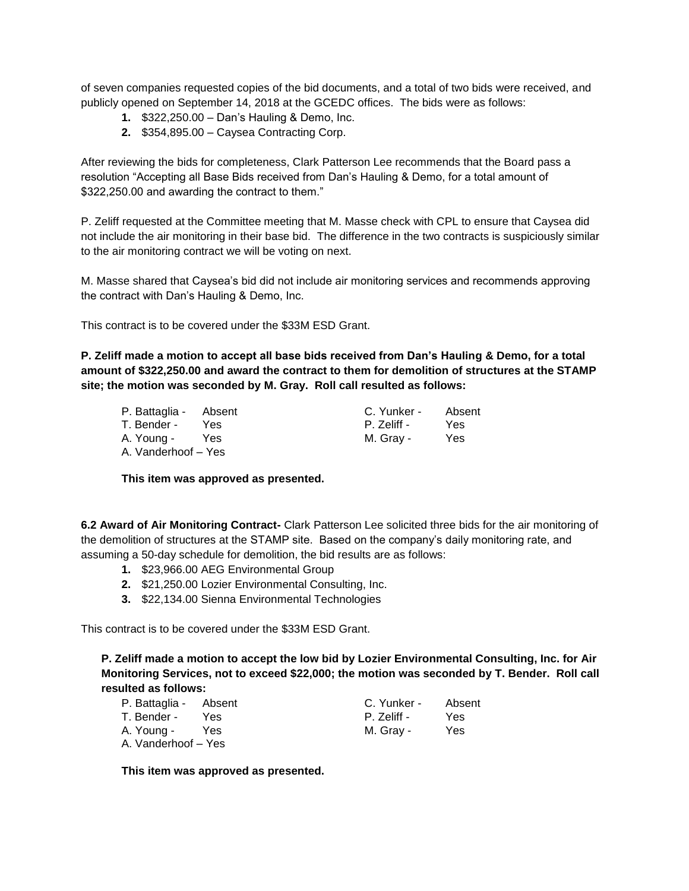of seven companies requested copies of the bid documents, and a total of two bids were received, and publicly opened on September 14, 2018 at the GCEDC offices. The bids were as follows:

1. $322,250.00 – Dan's Hauling & Demo, Inc.
2. $354,895.00 – Caysea Contracting Corp.

After reviewing the bids for completeness, Clark Patterson Lee recommends that the Board pass a resolution "Accepting all Base Bids received from Dan's Hauling & Demo, for a total amount of $322,250.00 and awarding the contract to them."

P. Zeliff requested at the Committee meeting that M. Masse check with CPL to ensure that Caysea did not include the air monitoring in their base bid. The difference in the two contracts is suspiciously similar to the air monitoring contract we will be voting on next.

M. Masse shared that Caysea's bid did not include air monitoring services and recommends approving the contract with Dan's Hauling & Demo, Inc.

This contract is to be covered under the $33M ESD Grant.

**P. Zeliff made a motion to accept all base bids received from Dan's Hauling & Demo, for a total amount of $322,250.00 and award the contract to them for demolition of structures at the STAMP site; the motion was seconded by M. Gray. Roll call resulted as follows:**

| | | | |
|---|---|---|---|
| P. Battaglia - | Absent | C. Yunker - | Absent |
| T. Bender - | Yes | P. Zeliff - | Yes |
| A. Young - | Yes | M. Gray - | Yes |
| A. Vanderhoof – Yes | | | |

**This item was approved as presented.**

**6.2 Award of Air Monitoring Contract-** Clark Patterson Lee solicited three bids for the air monitoring of the demolition of structures at the STAMP site. Based on the company's daily monitoring rate, and assuming a 50-day schedule for demolition, the bid results are as follows:

1. $23,966.00 AEG Environmental Group
2. $21,250.00 Lozier Environmental Consulting, Inc.
3. $22,134.00 Sienna Environmental Technologies

This contract is to be covered under the $33M ESD Grant.

**P. Zeliff made a motion to accept the low bid by Lozier Environmental Consulting, Inc. for Air Monitoring Services, not to exceed $22,000; the motion was seconded by T. Bender. Roll call resulted as follows:**

| | | | |
|---|---|---|---|
| P. Battaglia - | Absent | C. Yunker - | Absent |
| T. Bender - | Yes | P. Zeliff - | Yes |
| A. Young - | Yes | M. Gray - | Yes |
| A. Vanderhoof – Yes | | | |

**This item was approved as presented.**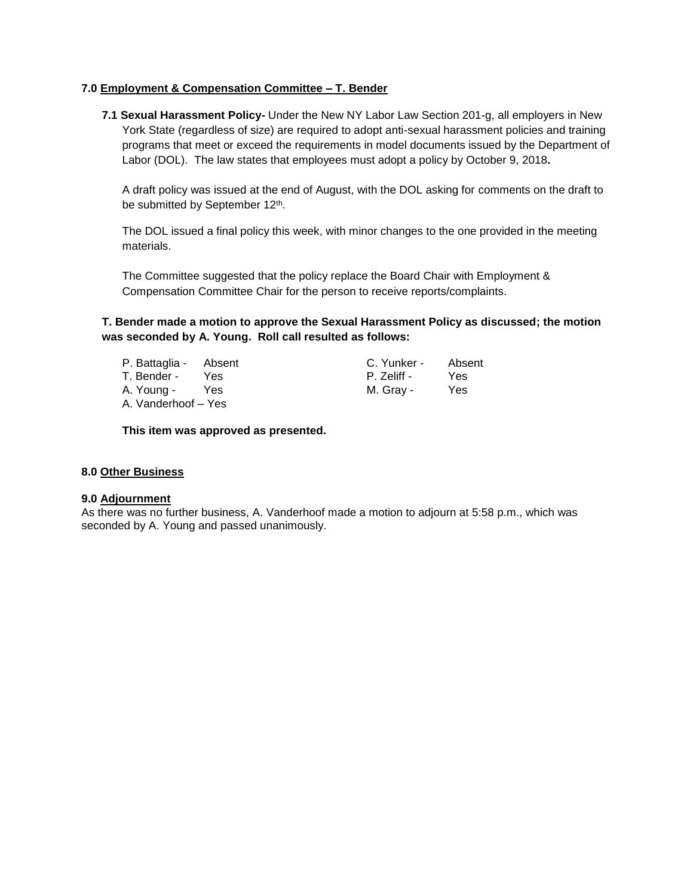**7.0 Employment & Compensation Committee – T. Bender**

**7.1 Sexual Harassment Policy-** Under the New NY Labor Law Section 201-g, all employers in New York State (regardless of size) are required to adopt anti-sexual harassment policies and training programs that meet or exceed the requirements in model documents issued by the Department of Labor (DOL). The law states that employees must adopt a policy by October 9, 2018**.**

A draft policy was issued at the end of August, with the DOL asking for comments on the draft to be submitted by September 12th.

The DOL issued a final policy this week, with minor changes to the one provided in the meeting materials.

The Committee suggested that the policy replace the Board Chair with Employment & Compensation Committee Chair for the person to receive reports/complaints.

**T. Bender made a motion to approve the Sexual Harassment Policy as discussed; the motion was seconded by A. Young. Roll call resulted as follows:**

| | | | |
|---|---|---|---|
| P. Battaglia - | Absent | C. Yunker - | Absent |
| T. Bender - | Yes | P. Zeliff - | Yes |
| A. Young - | Yes | M. Gray - | Yes |
| A. Vanderhoof – Yes | | | |

**This item was approved as presented.**

**8.0 Other Business**

**9.0 Adjournment**

As there was no further business, A. Vanderhoof made a motion to adjourn at 5:58 p.m., which was seconded by A. Young and passed unanimously.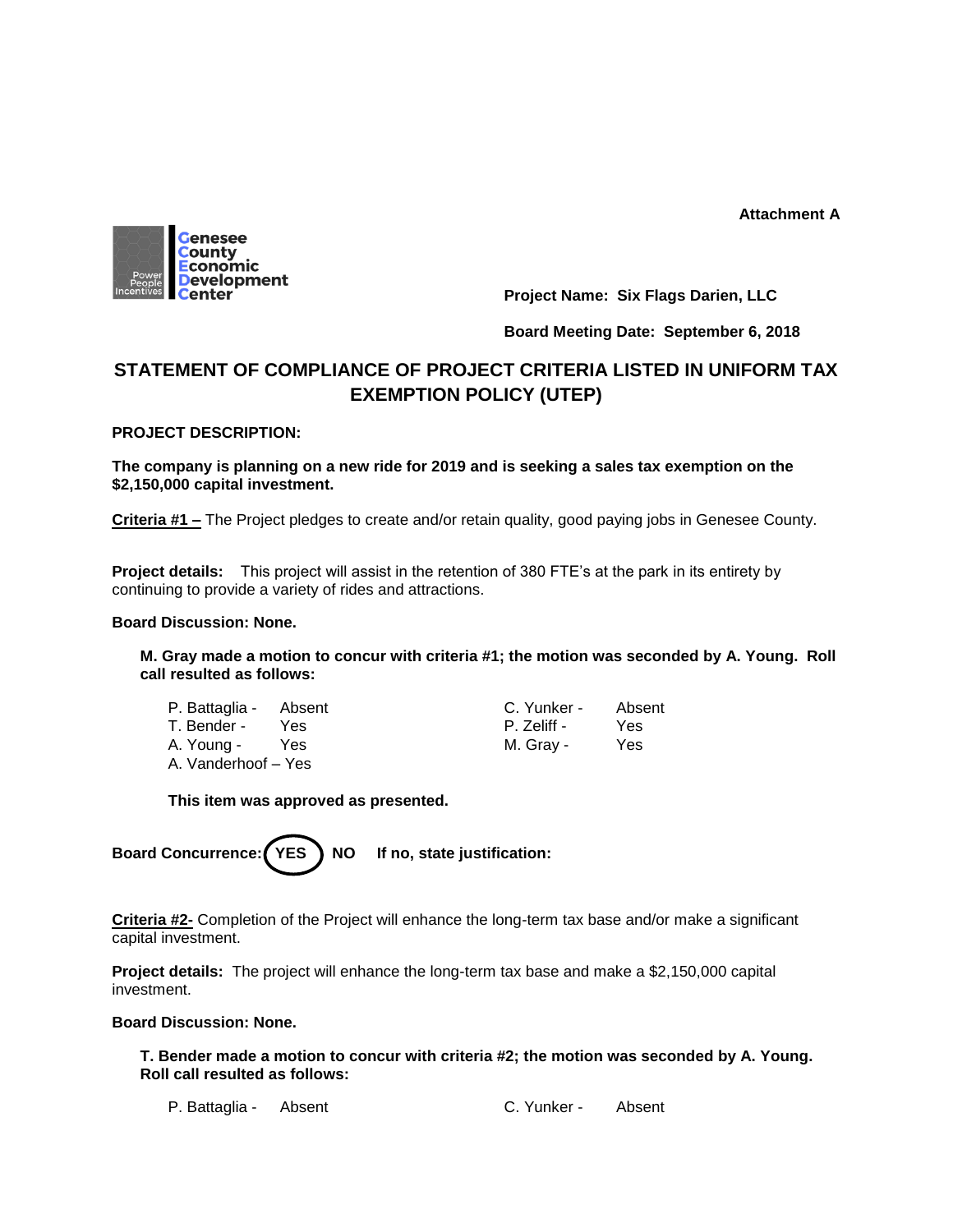**Attachment A**

Genesee County Economic Development Center

**Project Name: Six Flags Darien, LLC**

**Board Meeting Date: September 6, 2018**

## STATEMENT OF COMPLIANCE OF PROJECT CRITERIA LISTED IN UNIFORM TAX EXEMPTION POLICY (UTEP)

**PROJECT DESCRIPTION:**

**The company is planning on a new ride for 2019 and is seeking a sales tax exemption on the $2,150,000 capital investment.**

**Criteria #1 –** The Project pledges to create and/or retain quality, good paying jobs in Genesee County.

**Project details:** This project will assist in the retention of 380 FTE's at the park in its entirety by continuing to provide a variety of rides and attractions.

**Board Discussion: None.**

**M. Gray made a motion to concur with criteria #1; the motion was seconded by A. Young. Roll call resulted as follows:**

P. Battaglia - Absent
T. Bender - Yes
A. Young - Yes
A. Vanderhoof – Yes
C. Yunker - Absent
P. Zeliff - Yes
M. Gray - Yes

**This item was approved as presented.**

**Board Concurrence: YES (circled) NO If no, state justification:**

**Criteria #2-** Completion of the Project will enhance the long-term tax base and/or make a significant capital investment.

**Project details:** The project will enhance the long-term tax base and make a $2,150,000 capital investment.

**Board Discussion: None.**

**T. Bender made a motion to concur with criteria #2; the motion was seconded by A. Young. Roll call resulted as follows:**

P. Battaglia - Absent
C. Yunker - Absent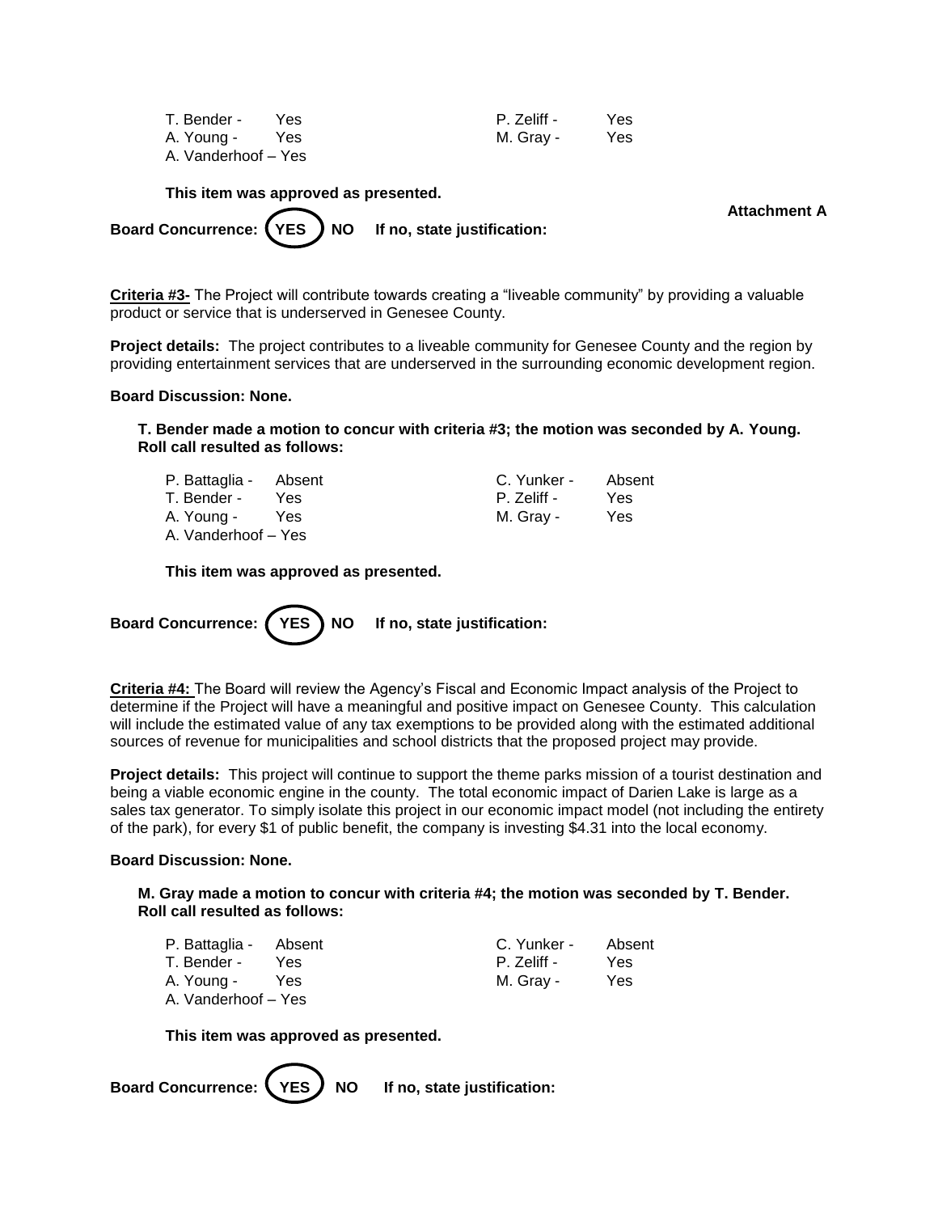| | | | |
|---|---|---|---|
| T. Bender - | Yes | P. Zeliff - | Yes |
| A. Young - | Yes | M. Gray - | Yes |
| A. Vanderhoof – Yes | | | |

**This item was approved as presented.**

**Attachment A**

**Board Concurrence: (YES) NO If no, state justification:**

**Criteria #3-** The Project will contribute towards creating a "liveable community" by providing a valuable product or service that is underserved in Genesee County.

**Project details:** The project contributes to a liveable community for Genesee County and the region by providing entertainment services that are underserved in the surrounding economic development region.

**Board Discussion: None.**

**T. Bender made a motion to concur with criteria #3; the motion was seconded by A. Young. Roll call resulted as follows:**

| | | | |
|---|---|---|---|
| P. Battaglia - | Absent | C. Yunker - | Absent |
| T. Bender - | Yes | P. Zeliff - | Yes |
| A. Young - | Yes | M. Gray - | Yes |
| A. Vanderhoof – Yes | | | |

**This item was approved as presented.**

**Board Concurrence: (YES) NO If no, state justification:**

**Criteria #4:** The Board will review the Agency's Fiscal and Economic Impact analysis of the Project to determine if the Project will have a meaningful and positive impact on Genesee County. This calculation will include the estimated value of any tax exemptions to be provided along with the estimated additional sources of revenue for municipalities and school districts that the proposed project may provide.

**Project details:** This project will continue to support the theme parks mission of a tourist destination and being a viable economic engine in the county. The total economic impact of Darien Lake is large as a sales tax generator. To simply isolate this project in our economic impact model (not including the entirety of the park), for every $1 of public benefit, the company is investing $4.31 into the local economy.

**Board Discussion: None.**

**M. Gray made a motion to concur with criteria #4; the motion was seconded by T. Bender. Roll call resulted as follows:**

| | | | |
|---|---|---|---|
| P. Battaglia - | Absent | C. Yunker - | Absent |
| T. Bender - | Yes | P. Zeliff - | Yes |
| A. Young - | Yes | M. Gray - | Yes |
| A. Vanderhoof – Yes | | | |

**This item was approved as presented.**

**Board Concurrence: (YES) NO If no, state justification:**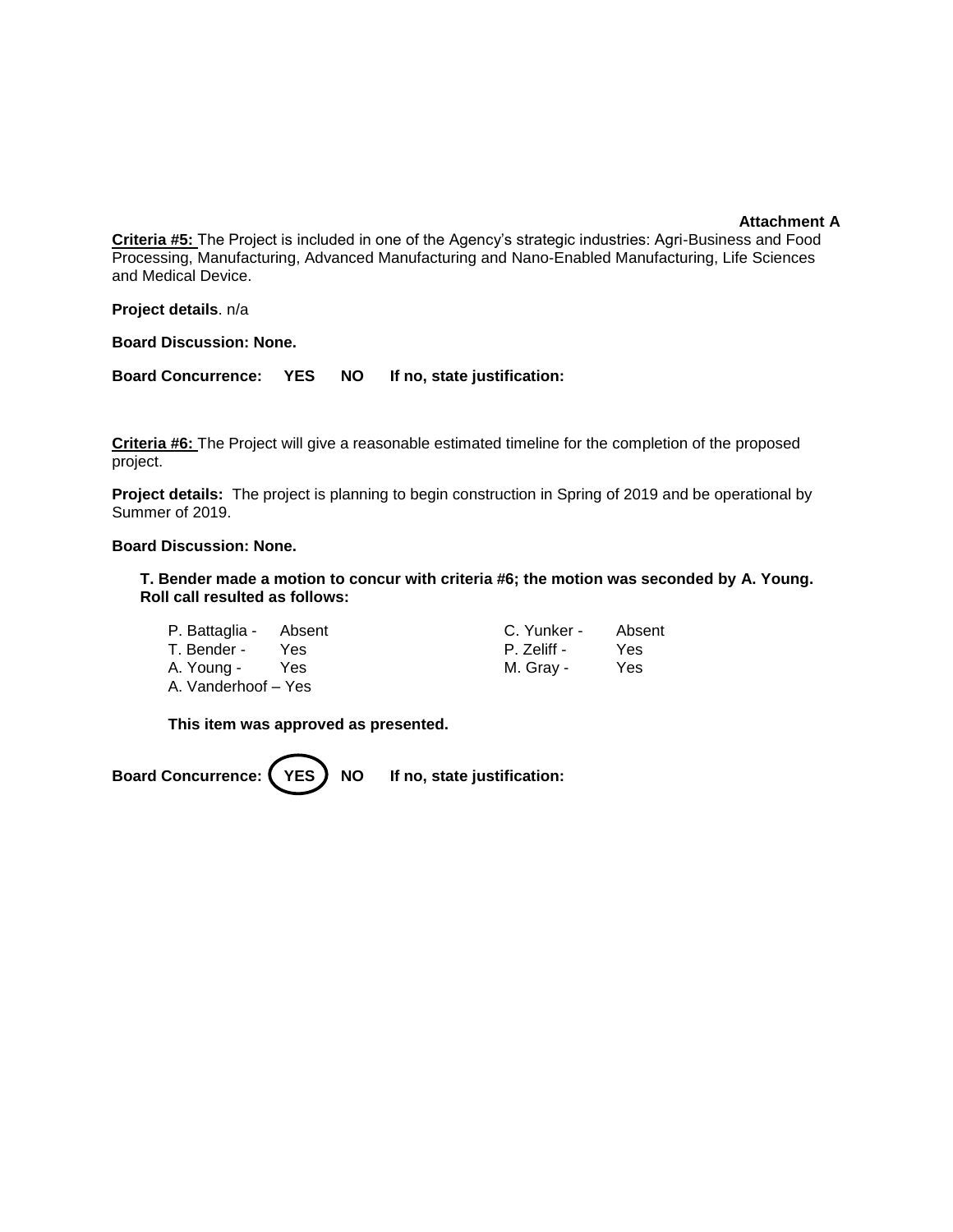**Attachment A**

**Criteria #5:** The Project is included in one of the Agency's strategic industries: Agri-Business and Food Processing, Manufacturing, Advanced Manufacturing and Nano-Enabled Manufacturing, Life Sciences and Medical Device.

**Project details**. n/a

**Board Discussion: None.**

**Board Concurrence: YES NO If no, state justification:**

**Criteria #6:** The Project will give a reasonable estimated timeline for the completion of the proposed project.

**Project details:** The project is planning to begin construction in Spring of 2019 and be operational by Summer of 2019.

**Board Discussion: None.**

**T. Bender made a motion to concur with criteria #6; the motion was seconded by A. Young. Roll call resulted as follows:**

| | | | |
|---|---|---|---|
| P. Battaglia - | Absent | C. Yunker - | Absent |
| T. Bender - | Yes | P. Zeliff - | Yes |
| A. Young - | Yes | M. Gray - | Yes |
| A. Vanderhoof – Yes | | | |

**This item was approved as presented.**

**Board Concurrence: (YES) NO If no, state justification:**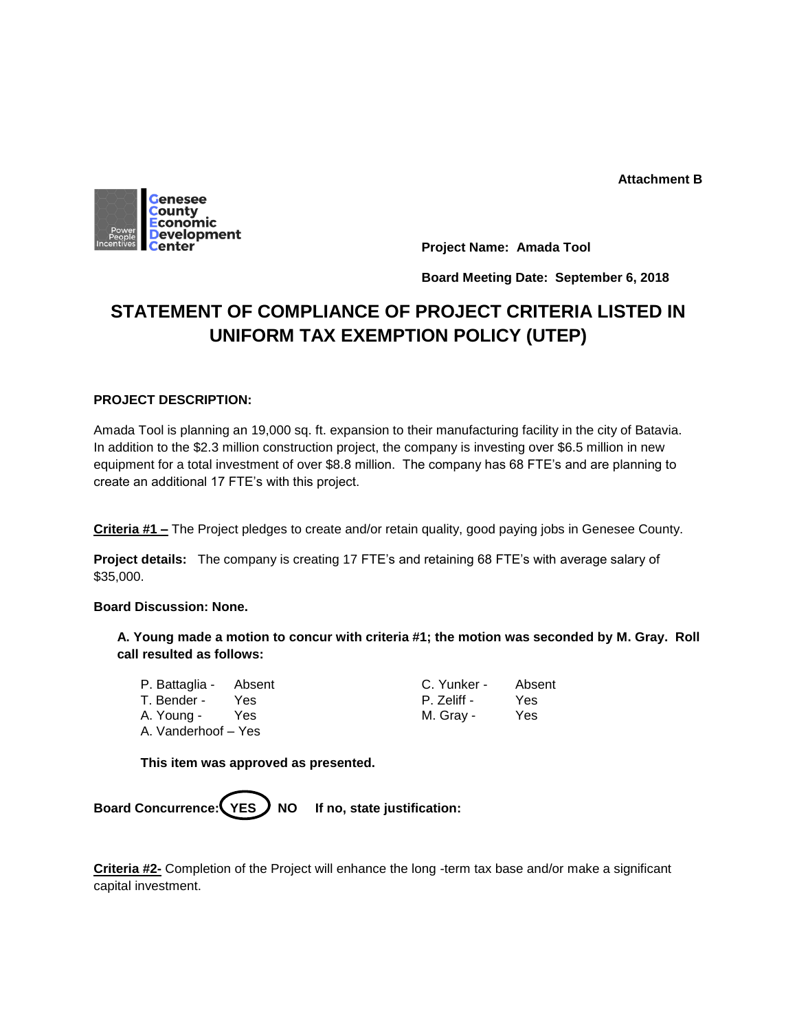**Attachment B**

Genesee County Economic Development Center

**Project Name: Amada Tool**

**Board Meeting Date: September 6, 2018**

# STATEMENT OF COMPLIANCE OF PROJECT CRITERIA LISTED IN UNIFORM TAX EXEMPTION POLICY (UTEP)

**PROJECT DESCRIPTION:**

Amada Tool is planning an 19,000 sq. ft. expansion to their manufacturing facility in the city of Batavia. In addition to the $2.3 million construction project, the company is investing over $6.5 million in new equipment for a total investment of over $8.8 million. The company has 68 FTE's and are planning to create an additional 17 FTE's with this project.

**Criteria #1 –** The Project pledges to create and/or retain quality, good paying jobs in Genesee County.

**Project details:** The company is creating 17 FTE's and retaining 68 FTE's with average salary of $35,000.

**Board Discussion: None.**

**A. Young made a motion to concur with criteria #1; the motion was seconded by M. Gray. Roll call resulted as follows:**

| | | | |
|---|---|---|---|
| P. Battaglia - | Absent | C. Yunker - | Absent |
| T. Bender - | Yes | P. Zeliff - | Yes |
| A. Young - | Yes | M. Gray - | Yes |
| A. Vanderhoof – | Yes | | |

**This item was approved as presented.**

**Board Concurrence: YES (circled) NO If no, state justification:**

**Criteria #2-** Completion of the Project will enhance the long -term tax base and/or make a significant capital investment.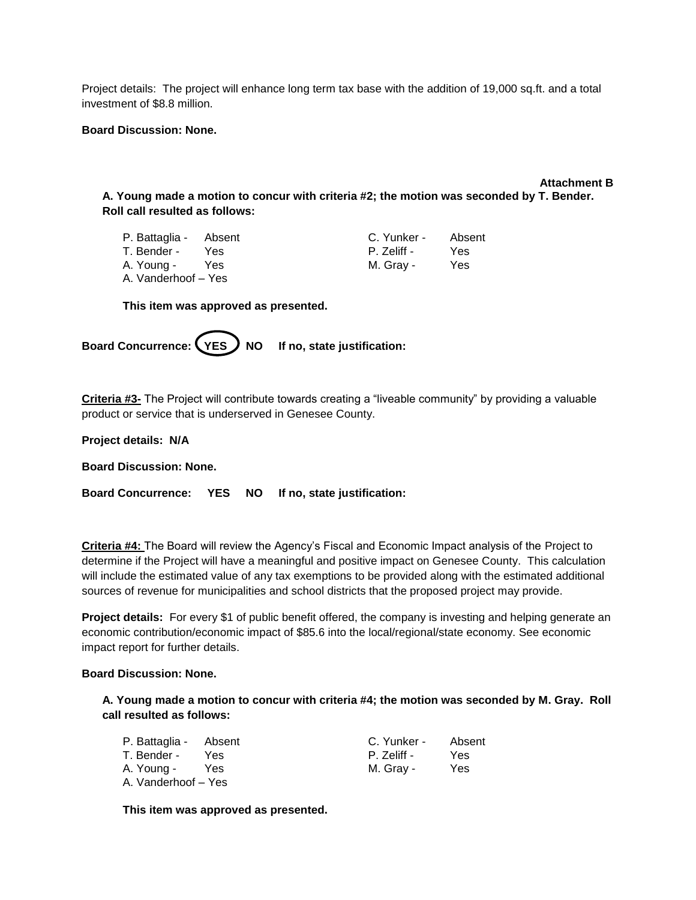Project details: The project will enhance long term tax base with the addition of 19,000 sq.ft. and a total investment of $8.8 million.

**Board Discussion: None.**

**Attachment B**

**A. Young made a motion to concur with criteria #2; the motion was seconded by T. Bender. Roll call resulted as follows:**

| | | | |
|---|---|---|---|
| P. Battaglia - | Absent | C. Yunker - | Absent |
| T. Bender - | Yes | P. Zeliff - | Yes |
| A. Young - | Yes | M. Gray - | Yes |
| A. Vanderhoof – Yes | | | |

**This item was approved as presented.**

**Board Concurrence: (YES) NO If no, state justification:**

**Criteria #3-** The Project will contribute towards creating a "liveable community" by providing a valuable product or service that is underserved in Genesee County.

**Project details: N/A**

**Board Discussion: None.**

**Board Concurrence: YES NO If no, state justification:**

**Criteria #4:** The Board will review the Agency's Fiscal and Economic Impact analysis of the Project to determine if the Project will have a meaningful and positive impact on Genesee County. This calculation will include the estimated value of any tax exemptions to be provided along with the estimated additional sources of revenue for municipalities and school districts that the proposed project may provide.

**Project details:** For every $1 of public benefit offered, the company is investing and helping generate an economic contribution/economic impact of $85.6 into the local/regional/state economy. See economic impact report for further details.

**Board Discussion: None.**

**A. Young made a motion to concur with criteria #4; the motion was seconded by M. Gray. Roll call resulted as follows:**

| | | | |
|---|---|---|---|
| P. Battaglia - | Absent | C. Yunker - | Absent |
| T. Bender - | Yes | P. Zeliff - | Yes |
| A. Young - | Yes | M. Gray - | Yes |
| A. Vanderhoof – Yes | | | |

**This item was approved as presented.**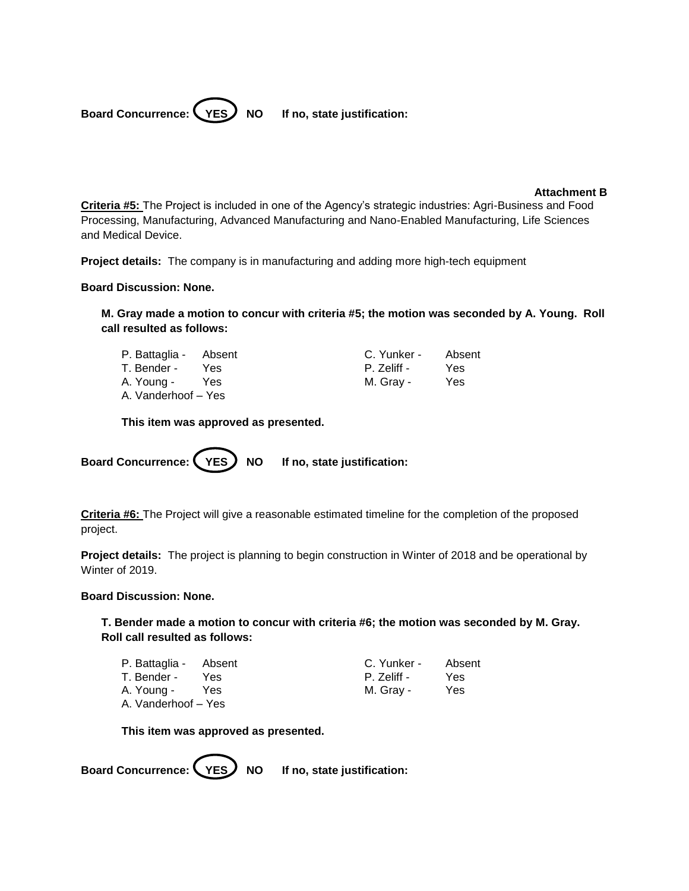**Board Concurrence:** **YES** (circled) **NO** **If no, state justification:**

**Attachment B**

**Criteria #5:** The Project is included in one of the Agency's strategic industries: Agri-Business and Food Processing, Manufacturing, Advanced Manufacturing and Nano-Enabled Manufacturing, Life Sciences and Medical Device.

**Project details:** The company is in manufacturing and adding more high-tech equipment

**Board Discussion: None.**

**M. Gray made a motion to concur with criteria #5; the motion was seconded by A. Young. Roll call resulted as follows:**

| | | | |
|---|---|---|---|
| P. Battaglia - | Absent | C. Yunker - | Absent |
| T. Bender - | Yes | P. Zeliff - | Yes |
| A. Young - | Yes | M. Gray - | Yes |
| A. Vanderhoof – Yes | | | |

**This item was approved as presented.**

**Board Concurrence:** **YES** (circled) **NO** **If no, state justification:**

**Criteria #6:** The Project will give a reasonable estimated timeline for the completion of the proposed project.

**Project details:** The project is planning to begin construction in Winter of 2018 and be operational by Winter of 2019.

**Board Discussion: None.**

**T. Bender made a motion to concur with criteria #6; the motion was seconded by M. Gray. Roll call resulted as follows:**

| | | | |
|---|---|---|---|
| P. Battaglia - | Absent | C. Yunker - | Absent |
| T. Bender - | Yes | P. Zeliff - | Yes |
| A. Young - | Yes | M. Gray - | Yes |
| A. Vanderhoof – Yes | | | |

**This item was approved as presented.**

**Board Concurrence:** **YES** (circled) **NO** **If no, state justification:**